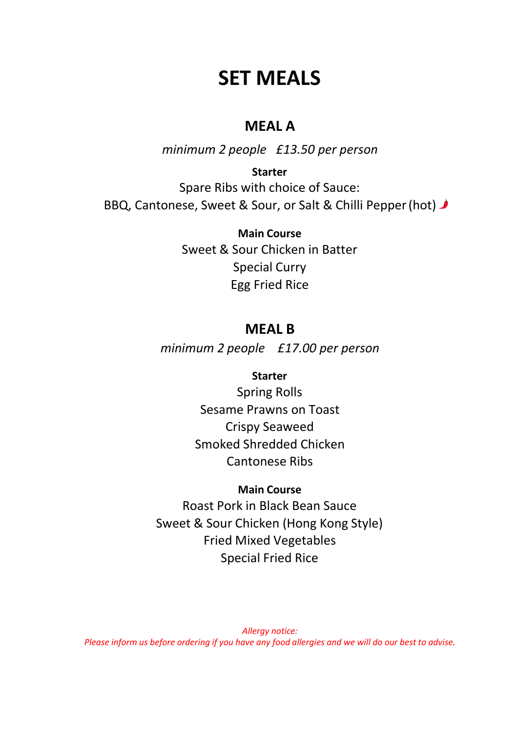# SET MEALS

## MEAL A

*minimum 2 people   £13.50 per person*

**Starter**

Spare Ribs with choice of Sauce:
BBQ, Cantonese, Sweet & Sour, or Salt & Chilli Pepper (hot) 🌶

**Main Course**

Sweet & Sour Chicken in Batter
Special Curry
Egg Fried Rice

## MEAL B

*minimum 2 people   £17.00 per person*

**Starter**

Spring Rolls
Sesame Prawns on Toast
Crispy Seaweed
Smoked Shredded Chicken
Cantonese Ribs

**Main Course**

Roast Pork in Black Bean Sauce
Sweet & Sour Chicken (Hong Kong Style)
Fried Mixed Vegetables
Special Fried Rice

*Allergy notice:*
*Please inform us before ordering if you have any food allergies and we will do our best to advise.*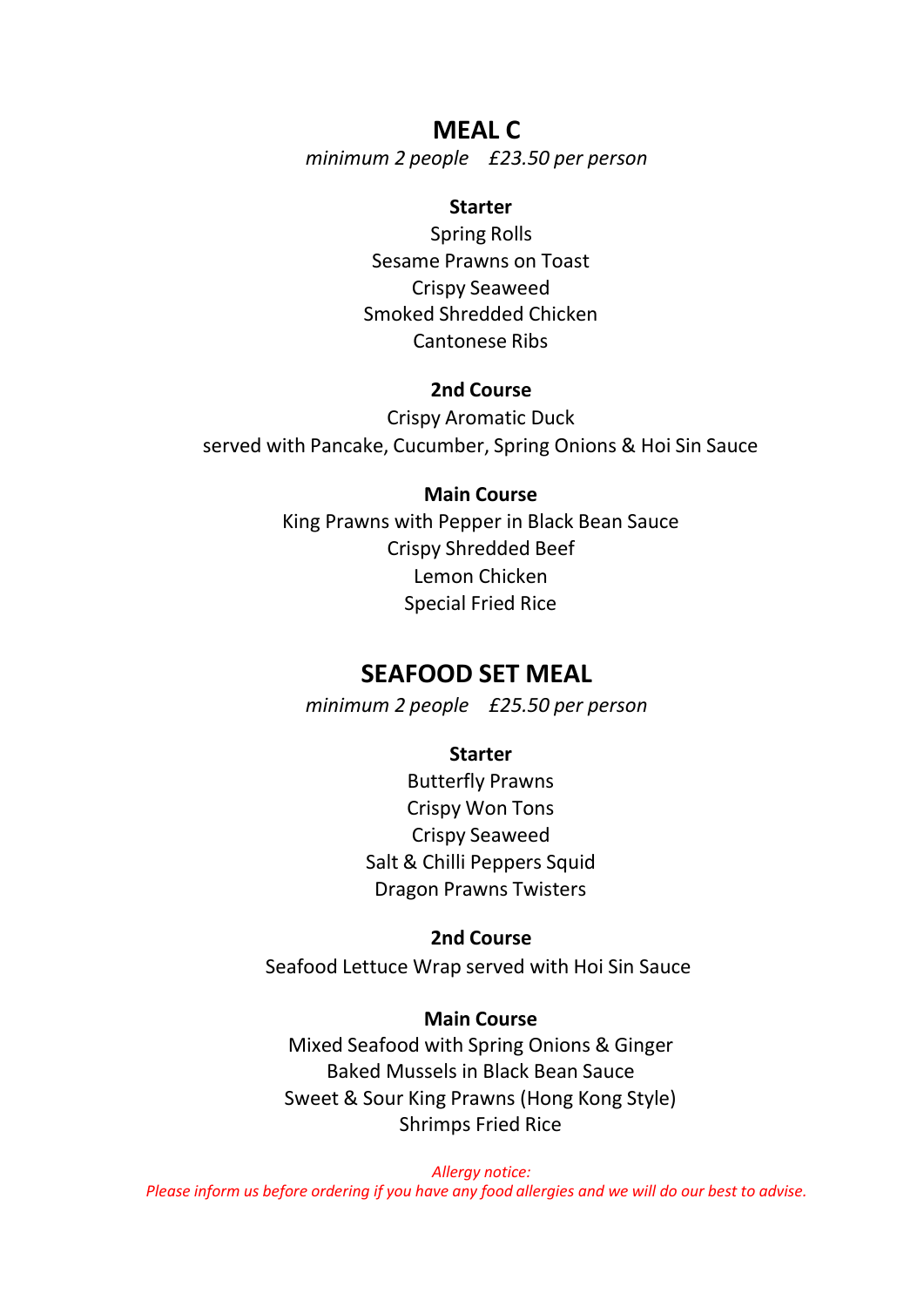## MEAL C

*minimum 2 people    £23.50 per person*

### Starter

Spring Rolls
Sesame Prawns on Toast
Crispy Seaweed
Smoked Shredded Chicken
Cantonese Ribs

### 2nd Course

Crispy Aromatic Duck
served with Pancake, Cucumber, Spring Onions & Hoi Sin Sauce

### Main Course

King Prawns with Pepper in Black Bean Sauce
Crispy Shredded Beef
Lemon Chicken
Special Fried Rice

## SEAFOOD SET MEAL

*minimum 2 people    £25.50 per person*

### Starter

Butterfly Prawns
Crispy Won Tons
Crispy Seaweed
Salt & Chilli Peppers Squid
Dragon Prawns Twisters

### 2nd Course

Seafood Lettuce Wrap served with Hoi Sin Sauce

### Main Course

Mixed Seafood with Spring Onions & Ginger
Baked Mussels in Black Bean Sauce
Sweet & Sour King Prawns (Hong Kong Style)
Shrimps Fried Rice

*Allergy notice:*
*Please inform us before ordering if you have any food allergies and we will do our best to advise.*